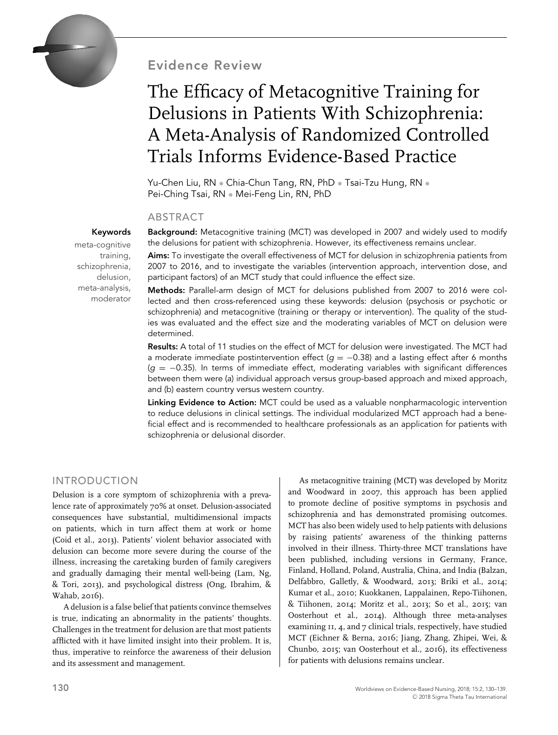Evidence Review

# The Efficacy of Metacognitive Training for Delusions in Patients With Schizophrenia: A Meta-Analysis of Randomized Controlled Trials Informs Evidence-Based Practice

Yu-Chen Liu, RN • Chia-Chun Tang, RN, PhD • Tsai-Tzu Hung, RN • Pei-Ching Tsai, RN • Mei-Feng Lin, RN, PhD

## ABSTRACT

**Keywords**

meta-cognitive training, schizophrenia, delusion, meta-analysis, moderator

**Background:** Metacognitive training (MCT) was developed in 2007 and widely used to modify the delusions for patient with schizophrenia. However, its effectiveness remains unclear.

**Aims:** To investigate the overall effectiveness of MCT for delusion in schizophrenia patients from 2007 to 2016, and to investigate the variables (intervention approach, intervention dose, and participant factors) of an MCT study that could influence the effect size.

**Methods:** Parallel-arm design of MCT for delusions published from 2007 to 2016 were collected and then cross-referenced using these keywords: delusion (psychosis or psychotic or schizophrenia) and metacognitive (training or therapy or intervention). The quality of the studies was evaluated and the effect size and the moderating variables of MCT on delusion were determined.

**Results:** A total of 11 studies on the effect of MCT for delusion were investigated. The MCT had a moderate immediate postintervention effect ($g = -0.38$) and a lasting effect after 6 months ($g = -0.35$). In terms of immediate effect, moderating variables with significant differences between them were (a) individual approach versus group-based approach and mixed approach, and (b) eastern country versus western country.

**Linking Evidence to Action:** MCT could be used as a valuable nonpharmacologic intervention to reduce delusions in clinical settings. The individual modularized MCT approach had a beneficial effect and is recommended to healthcare professionals as an application for patients with schizophrenia or delusional disorder.

## INTRODUCTION

Delusion is a core symptom of schizophrenia with a prevalence rate of approximately 70% at onset. Delusion-associated consequences have substantial, multidimensional impacts on patients, which in turn affect them at work or home (Coid et al., 2013). Patients' violent behavior associated with delusion can become more severe during the course of the illness, increasing the caretaking burden of family caregivers and gradually damaging their mental well-being (Lam, Ng, & Tori, 2013), and psychological distress (Ong, Ibrahim, & Wahab, 2016).

A delusion is a false belief that patients convince themselves is true, indicating an abnormality in the patients' thoughts. Challenges in the treatment for delusion are that most patients afflicted with it have limited insight into their problem. It is, thus, imperative to reinforce the awareness of their delusion and its assessment and management.

As metacognitive training (MCT) was developed by Moritz and Woodward in 2007, this approach has been applied to promote decline of positive symptoms in psychosis and schizophrenia and has demonstrated promising outcomes. MCT has also been widely used to help patients with delusions by raising patients' awareness of the thinking patterns involved in their illness. Thirty-three MCT translations have been published, including versions in Germany, France, Finland, Holland, Poland, Australia, China, and India (Balzan, Delfabbro, Galletly, & Woodward, 2013; Briki et al., 2014; Kumar et al., 2010; Kuokkanen, Lappalainen, Repo-Tiihonen, & Tiihonen, 2014; Moritz et al., 2013; So et al., 2015; van Oosterhout et al., 2014). Although three meta-analyses examining 11, 4, and 7 clinical trials, respectively, have studied MCT (Eichner & Berna, 2016; Jiang, Zhang, Zhipei, Wei, & Chunbo, 2015; van Oosterhout et al., 2016), its effectiveness for patients with delusions remains unclear.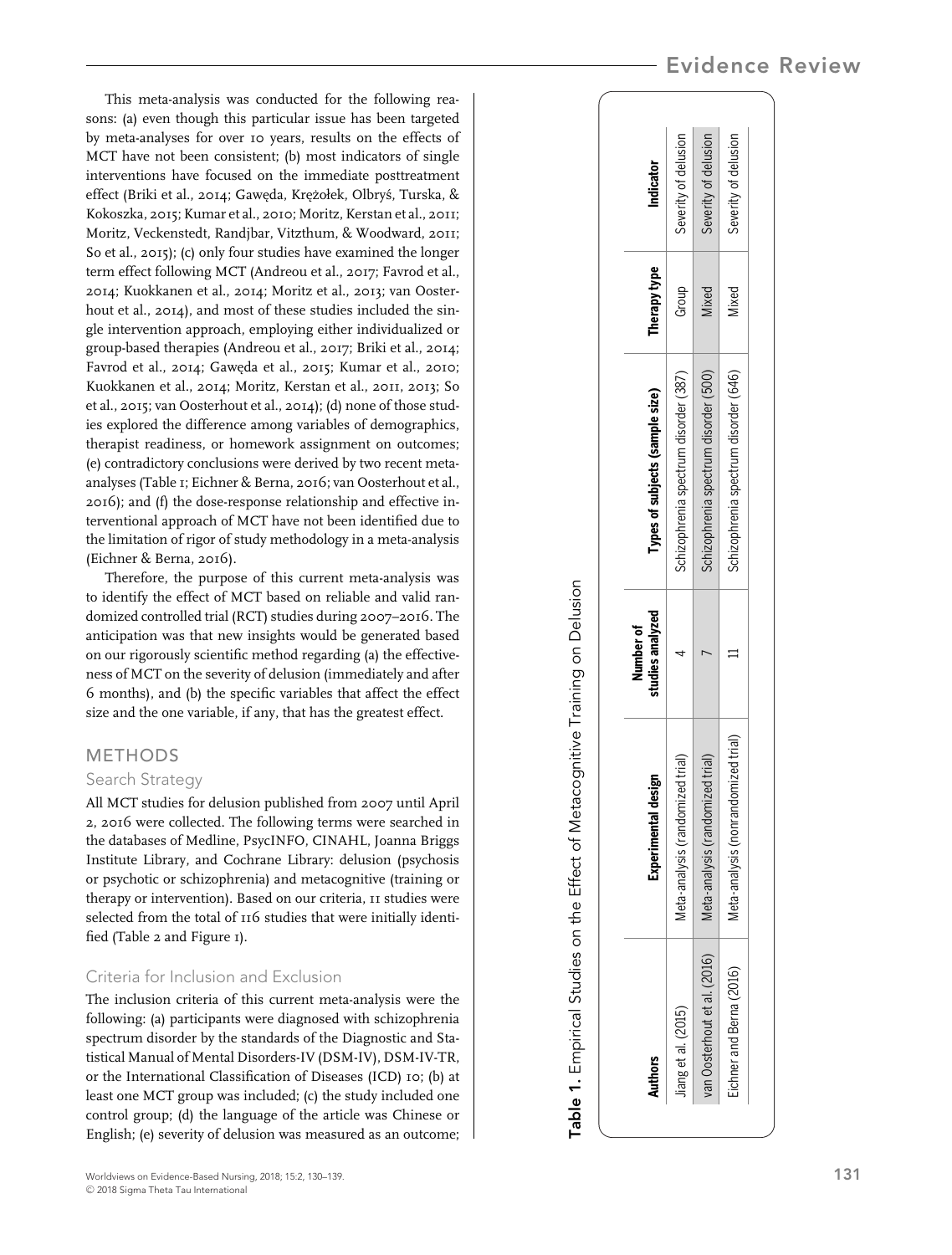This meta-analysis was conducted for the following reasons: (a) even though this particular issue has been targeted by meta-analyses for over 10 years, results on the effects of MCT have not been consistent; (b) most indicators of single interventions have focused on the immediate posttreatment effect (Briki et al., 2014; Gawęda, Krężołek, Olbryś, Turska, & Kokoszka, 2015; Kumar et al., 2010; Moritz, Kerstan et al., 2011; Moritz, Veckenstedt, Randjbar, Vitzthum, & Woodward, 2011; So et al., 2015); (c) only four studies have examined the longer term effect following MCT (Andreou et al., 2017; Favrod et al., 2014; Kuokkanen et al., 2014; Moritz et al., 2013; van Oosterhout et al., 2014), and most of these studies included the single intervention approach, employing either individualized or group-based therapies (Andreou et al., 2017; Briki et al., 2014; Favrod et al., 2014; Gawęda et al., 2015; Kumar et al., 2010; Kuokkanen et al., 2014; Moritz, Kerstan et al., 2011, 2013; So et al., 2015; van Oosterhout et al., 2014); (d) none of those studies explored the difference among variables of demographics, therapist readiness, or homework assignment on outcomes; (e) contradictory conclusions were derived by two recent meta-analyses (Table 1; Eichner & Berna, 2016; van Oosterhout et al., 2016); and (f) the dose-response relationship and effective interventional approach of MCT have not been identified due to the limitation of rigor of study methodology in a meta-analysis (Eichner & Berna, 2016).

Therefore, the purpose of this current meta-analysis was to identify the effect of MCT based on reliable and valid randomized controlled trial (RCT) studies during 2007–2016. The anticipation was that new insights would be generated based on our rigorously scientific method regarding (a) the effectiveness of MCT on the severity of delusion (immediately and after 6 months), and (b) the specific variables that affect the effect size and the one variable, if any, that has the greatest effect.

## METHODS

### Search Strategy

All MCT studies for delusion published from 2007 until April 2, 2016 were collected. The following terms were searched in the databases of Medline, PsycINFO, CINAHL, Joanna Briggs Institute Library, and Cochrane Library: delusion (psychosis or psychotic or schizophrenia) and metacognitive (training or therapy or intervention). Based on our criteria, 11 studies were selected from the total of 116 studies that were initially identified (Table 2 and Figure 1).

### Criteria for Inclusion and Exclusion

The inclusion criteria of this current meta-analysis were the following: (a) participants were diagnosed with schizophrenia spectrum disorder by the standards of the Diagnostic and Statistical Manual of Mental Disorders-IV (DSM-IV), DSM-IV-TR, or the International Classification of Diseases (ICD) 10; (b) at least one MCT group was included; (c) the study included one control group; (d) the language of the article was Chinese or English; (e) severity of delusion was measured as an outcome;

**Table 1.** Empirical Studies on the Effect of Metacognitive Training on Delusion

| Authors | Experimental design | Number of studies analyzed | Types of subjects (sample size) | Therapy type | Indicator |
|---|---|---|---|---|---|
| Jiang et al. (2015) | Meta-analysis (randomized trial) | 4 | Schizophrenia spectrum disorder (387) | Group | Severity of delusion |
| van Oosterhout et al. (2016) | Meta-analysis (randomized trial) | 7 | Schizophrenia spectrum disorder (500) | Mixed | Severity of delusion |
| Eichner and Berna (2016) | Meta-analysis (nonrandomized trial) | 11 | Schizophrenia spectrum disorder (646) | Mixed | Severity of delusion |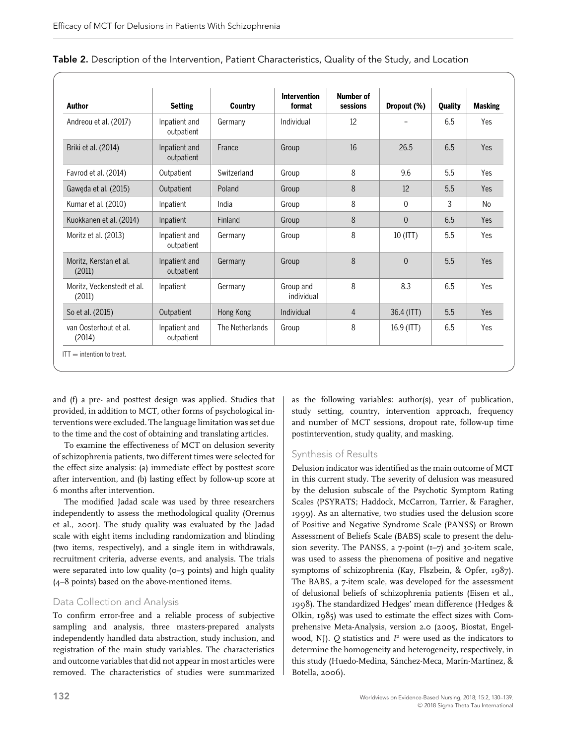**Table 2.** Description of the Intervention, Patient Characteristics, Quality of the Study, and Location

| Author | Setting | Country | Intervention format | Number of sessions | Dropout (%) | Quality | Masking |
|---|---|---|---|---|---|---|---|
| Andreou et al. (2017) | Inpatient and outpatient | Germany | Individual | 12 | – | 6.5 | Yes |
| Briki et al. (2014) | Inpatient and outpatient | France | Group | 16 | 26.5 | 6.5 | Yes |
| Favrod et al. (2014) | Outpatient | Switzerland | Group | 8 | 9.6 | 5.5 | Yes |
| Gawęda et al. (2015) | Outpatient | Poland | Group | 8 | 12 | 5.5 | Yes |
| Kumar et al. (2010) | Inpatient | India | Group | 8 | 0 | 3 | No |
| Kuokkanen et al. (2014) | Inpatient | Finland | Group | 8 | 0 | 6.5 | Yes |
| Moritz et al. (2013) | Inpatient and outpatient | Germany | Group | 8 | 10 (ITT) | 5.5 | Yes |
| Moritz, Kerstan et al. (2011) | Inpatient and outpatient | Germany | Group | 8 | 0 | 5.5 | Yes |
| Moritz, Veckenstedt et al. (2011) | Inpatient | Germany | Group and individual | 8 | 8.3 | 6.5 | Yes |
| So et al. (2015) | Outpatient | Hong Kong | Individual | 4 | 36.4 (ITT) | 5.5 | Yes |
| van Oosterhout et al. (2014) | Inpatient and outpatient | The Netherlands | Group | 8 | 16.9 (ITT) | 6.5 | Yes |

ITT = intention to treat.

and (f) a pre- and posttest design was applied. Studies that provided, in addition to MCT, other forms of psychological interventions were excluded. The language limitation was set due to the time and the cost of obtaining and translating articles.

To examine the effectiveness of MCT on delusion severity of schizophrenia patients, two different times were selected for the effect size analysis: (a) immediate effect by posttest score after intervention, and (b) lasting effect by follow-up score at 6 months after intervention.

The modified Jadad scale was used by three researchers independently to assess the methodological quality (Oremus et al., 2001). The study quality was evaluated by the Jadad scale with eight items including randomization and blinding (two items, respectively), and a single item in withdrawals, recruitment criteria, adverse events, and analysis. The trials were separated into low quality (0–3 points) and high quality (4–8 points) based on the above-mentioned items.

## Data Collection and Analysis

To confirm error-free and a reliable process of subjective sampling and analysis, three masters-prepared analysts independently handled data abstraction, study inclusion, and registration of the main study variables. The characteristics and outcome variables that did not appear in most articles were removed. The characteristics of studies were summarized as the following variables: author(s), year of publication, study setting, country, intervention approach, frequency and number of MCT sessions, dropout rate, follow-up time postintervention, study quality, and masking.

## Synthesis of Results

Delusion indicator was identified as the main outcome of MCT in this current study. The severity of delusion was measured by the delusion subscale of the Psychotic Symptom Rating Scales (PSYRATS; Haddock, McCarron, Tarrier, & Faragher, 1999). As an alternative, two studies used the delusion score of Positive and Negative Syndrome Scale (PANSS) or Brown Assessment of Beliefs Scale (BABS) scale to present the delusion severity. The PANSS, a 7-point (1–7) and 30-item scale, was used to assess the phenomena of positive and negative symptoms of schizophrenia (Kay, Flszbein, & Opfer, 1987). The BABS, a 7-item scale, was developed for the assessment of delusional beliefs of schizophrenia patients (Eisen et al., 1998). The standardized Hedges' mean difference (Hedges & Olkin, 1985) was used to estimate the effect sizes with Comprehensive Meta-Analysis, version 2.0 (2005, Biostat, Engelwood, NJ). $Q$ statistics and $I^2$ were used as the indicators to determine the homogeneity and heterogeneity, respectively, in this study (Huedo-Medina, Sánchez-Meca, Marín-Martínez, & Botella, 2006).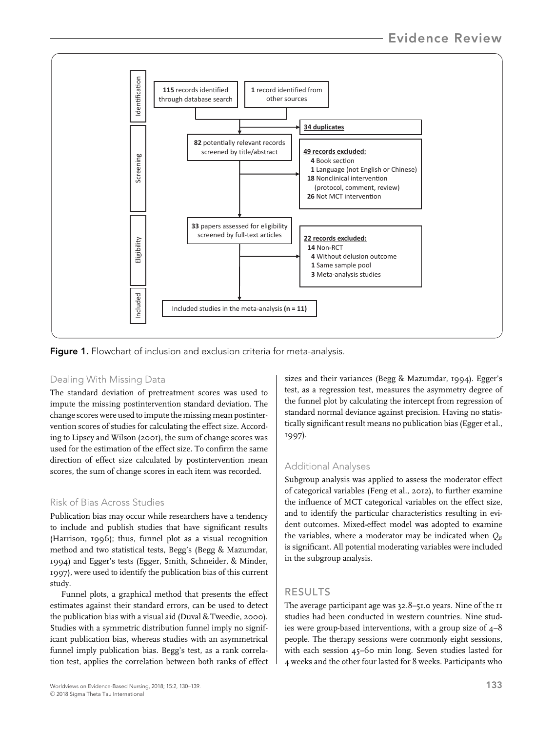Identification

**115** records identified through database search

**1** record identified from other sources

**34 duplicates**

Screening

**82** potentially relevant records screened by title/abstract

**49 records excluded:**
- **4** Book section
- **1** Language (not English or Chinese)
- **18** Nonclinical intervention (protocol, comment, review)
- **26** Not MCT intervention

Eligibility

**33** papers assessed for eligibility screened by full-text articles

**22 records excluded:**
- **14** Non-RCT
- **4** Without delusion outcome
- **1** Same sample pool
- **3** Meta-analysis studies

Included

Included studies in the meta-analysis **(n = 11)**

**Figure 1.** Flowchart of inclusion and exclusion criteria for meta-analysis.

### Dealing With Missing Data

The standard deviation of pretreatment scores was used to impute the missing postintervention standard deviation. The change scores were used to impute the missing mean postintervention scores of studies for calculating the effect size. According to Lipsey and Wilson (2001), the sum of change scores was used for the estimation of the effect size. To confirm the same direction of effect size calculated by postintervention mean scores, the sum of change scores in each item was recorded.

### Risk of Bias Across Studies

Publication bias may occur while researchers have a tendency to include and publish studies that have significant results (Harrison, 1996); thus, funnel plot as a visual recognition method and two statistical tests, Begg's (Begg & Mazumdar, 1994) and Egger's tests (Egger, Smith, Schneider, & Minder, 1997), were used to identify the publication bias of this current study.

Funnel plots, a graphical method that presents the effect estimates against their standard errors, can be used to detect the publication bias with a visual aid (Duval & Tweedie, 2000). Studies with a symmetric distribution funnel imply no significant publication bias, whereas studies with an asymmetrical funnel imply publication bias. Begg's test, as a rank correlation test, applies the correlation between both ranks of effect sizes and their variances (Begg & Mazumdar, 1994). Egger's test, as a regression test, measures the asymmetry degree of the funnel plot by calculating the intercept from regression of standard normal deviance against precision. Having no statistically significant result means no publication bias (Egger et al., 1997).

### Additional Analyses

Subgroup analysis was applied to assess the moderator effect of categorical variables (Feng et al., 2012), to further examine the influence of MCT categorical variables on the effect size, and to identify the particular characteristics resulting in evident outcomes. Mixed-effect model was adopted to examine the variables, where a moderator may be indicated when $Q_B$ is significant. All potential moderating variables were included in the subgroup analysis.

## RESULTS

The average participant age was 32.8–51.0 years. Nine of the 11 studies had been conducted in western countries. Nine studies were group-based interventions, with a group size of 4–8 people. The therapy sessions were commonly eight sessions, with each session 45–60 min long. Seven studies lasted for 4 weeks and the other four lasted for 8 weeks. Participants who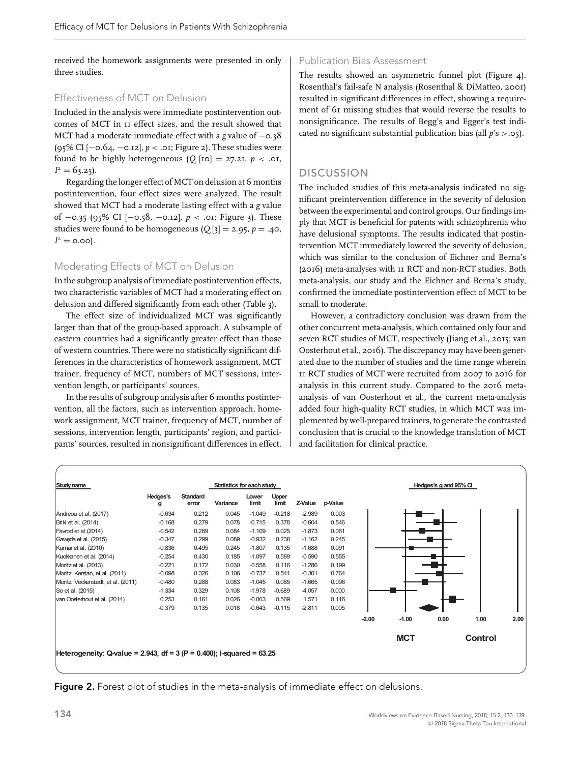received the homework assignments were presented in only three studies.

### Effectiveness of MCT on Delusion

Included in the analysis were immediate postintervention outcomes of MCT in 11 effect sizes, and the result showed that MCT had a moderate immediate effect with a *g* value of −0.38 (95% CI [−0.64, −0.12], $p < .01$; Figure 2). These studies were found to be highly heterogeneous ($Q$ [10] = 27.21, $p < .01$, $I^2 = 63.25$).

Regarding the longer effect of MCT on delusion at 6 months postintervention, four effect sizes were analyzed. The result showed that MCT had a moderate lasting effect with a *g* value of −0.35 (95% CI [−0.58, −0.12], $p < .01$; Figure 3). These studies were found to be homogeneous ($Q$ [3] = 2.95, $p = .40$, $I^2 = 0.00$).

### Moderating Effects of MCT on Delusion

In the subgroup analysis of immediate postintervention effects, two characteristic variables of MCT had a moderating effect on delusion and differed significantly from each other (Table 3).

The effect size of individualized MCT was significantly larger than that of the group-based approach. A subsample of eastern countries had a significantly greater effect than those of western countries. There were no statistically significant differences in the characteristics of homework assignment, MCT trainer, frequency of MCT, numbers of MCT sessions, intervention length, or participants' sources.

In the results of subgroup analysis after 6 months postintervention, all the factors, such as intervention approach, homework assignment, MCT trainer, frequency of MCT, number of sessions, intervention length, participants' region, and participants' sources, resulted in nonsignificant differences in effect.

### Publication Bias Assessment

The results showed an asymmetric funnel plot (Figure 4). Rosenthal's fail-safe N analysis (Rosenthal & DiMatteo, 2001) resulted in significant differences in effect, showing a requirement of 61 missing studies that would reverse the results to nonsignificance. The results of Begg's and Egger's test indicated no significant substantial publication bias (all *p*'s >.05).

## DISCUSSION

The included studies of this meta-analysis indicated no significant preintervention difference in the severity of delusion between the experimental and control groups. Our findings imply that MCT is beneficial for patents with schizophrenia who have delusional symptoms. The results indicated that postintervention MCT immediately lowered the severity of delusion, which was similar to the conclusion of Eichner and Berna's (2016) meta-analyses with 11 RCT and non-RCT studies. Both meta-analysis, our study and the Eichner and Berna's study, confirmed the immediate postintervention effect of MCT to be small to moderate.

However, a contradictory conclusion was drawn from the other concurrent meta-analysis, which contained only four and seven RCT studies of MCT, respectively (Jiang et al., 2015; van Oosterhout et al., 2016). The discrepancy may have been generated due to the number of studies and the time range wherein 11 RCT studies of MCT were recruited from 2007 to 2016 for analysis in this current study. Compared to the 2016 meta-analysis of van Oosterhout et al., the current meta-analysis added four high-quality RCT studies, in which MCT was implemented by well-prepared trainers, to generate the contrasted conclusion that is crucial to the knowledge translation of MCT and facilitation for clinical practice.

| Study name | Hedges's g | Standard error | Variance | Lower limit | Upper limit | Z-Value | p-Value |
|---|---|---|---|---|---|---|---|
| Andreou et al. (2017) | -0.634 | 0.212 | 0.045 | -1.049 | -0.218 | -2.989 | 0.003 |
| Briki et al. (2014) | -0.168 | 0.279 | 0.078 | -0.715 | 0.378 | -0.604 | 0.546 |
| Favrod et al.(2014) | -0.542 | 0.289 | 0.084 | -1.109 | 0.025 | -1.873 | 0.061 |
| Gawęda et al. (2015) | -0.347 | 0.299 | 0.089 | -0.932 | 0.238 | -1.162 | 0.245 |
| Kumar et al. (2010) | -0.836 | 0.495 | 0.245 | -1.807 | 0.135 | -1.688 | 0.091 |
| Kuokkanen et al. (2014) | -0.254 | 0.430 | 0.185 | -1.097 | 0.589 | -0.590 | 0.555 |
| Moritz et al. (2013) | -0.221 | 0.172 | 0.030 | -0.558 | 0.116 | -1.286 | 0.199 |
| Moritz, Kerstan, et al. (2011) | -0.098 | 0.326 | 0.106 | -0.737 | 0.541 | -0.301 | 0.764 |
| Moritz, Veckenstedt, et al. (2011) | -0.480 | 0.288 | 0.083 | -1.045 | 0.085 | -1.665 | 0.096 |
| So et al. (2015) | -1.334 | 0.329 | 0.108 | -1.978 | -0.689 | -4.057 | 0.000 |
| van Oosterhout et al. (2014) | 0.253 | 0.161 | 0.026 | -0.063 | 0.569 | 1.571 | 0.116 |
| | -0.379 | 0.135 | 0.018 | -0.643 | -0.115 | -2.811 | 0.005 |

Hedges's g and 95% CI: -2.00, -1.00, 0.00, 1.00, 2.00 — MCT | Control

Heterogeneity: Q-value = 2.943, df = 3 (P = 0.400); I-squared = 63.25

**Figure 2.** Forest plot of studies in the meta-analysis of immediate effect on delusions.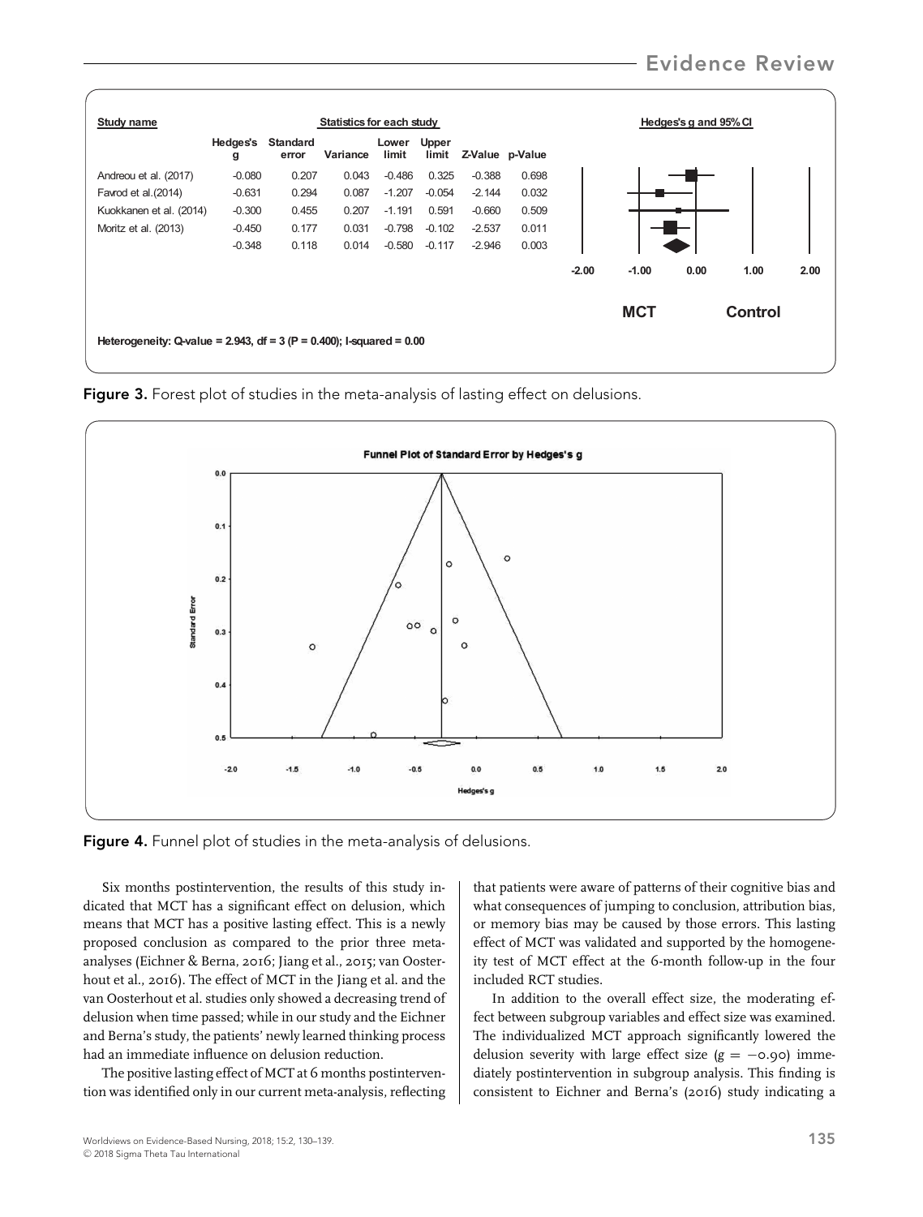| Study name | Hedges's g | Standard error | Variance | Lower limit | Upper limit | Z-Value | p-Value |
| --- | --- | --- | --- | --- | --- | --- | --- |
| Andreou et al. (2017) | -0.080 | 0.207 | 0.043 | -0.486 | 0.325 | -0.388 | 0.698 |
| Favrod et al.(2014) | -0.631 | 0.294 | 0.087 | -1.207 | -0.054 | -2.144 | 0.032 |
| Kuokkanen et al. (2014) | -0.300 | 0.455 | 0.207 | -1.191 | 0.591 | -0.660 | 0.509 |
| Moritz et al. (2013) | -0.450 | 0.177 | 0.031 | -0.798 | -0.102 | -2.537 | 0.011 |
| | -0.348 | 0.118 | 0.014 | -0.580 | -0.117 | -2.946 | 0.003 |

Heterogeneity: Q-value = 2.943, df = 3 (P = 0.400); I-squared = 0.00

Figure 3. Forest plot of studies in the meta-analysis of lasting effect on delusions.

Figure 4. Funnel plot of studies in the meta-analysis of delusions.

Six months postintervention, the results of this study indicated that MCT has a significant effect on delusion, which means that MCT has a positive lasting effect. This is a newly proposed conclusion as compared to the prior three meta-analyses (Eichner & Berna, 2016; Jiang et al., 2015; van Oosterhout et al., 2016). The effect of MCT in the Jiang et al. and the van Oosterhout et al. studies only showed a decreasing trend of delusion when time passed; while in our study and the Eichner and Berna's study, the patients' newly learned thinking process had an immediate influence on delusion reduction.

The positive lasting effect of MCT at 6 months postintervention was identified only in our current meta-analysis, reflecting that patients were aware of patterns of their cognitive bias and what consequences of jumping to conclusion, attribution bias, or memory bias may be caused by those errors. This lasting effect of MCT was validated and supported by the homogeneity test of MCT effect at the 6-month follow-up in the four included RCT studies.

In addition to the overall effect size, the moderating effect between subgroup variables and effect size was examined. The individualized MCT approach significantly lowered the delusion severity with large effect size ($g = -0.90$) immediately postintervention in subgroup analysis. This finding is consistent to Eichner and Berna's (2016) study indicating a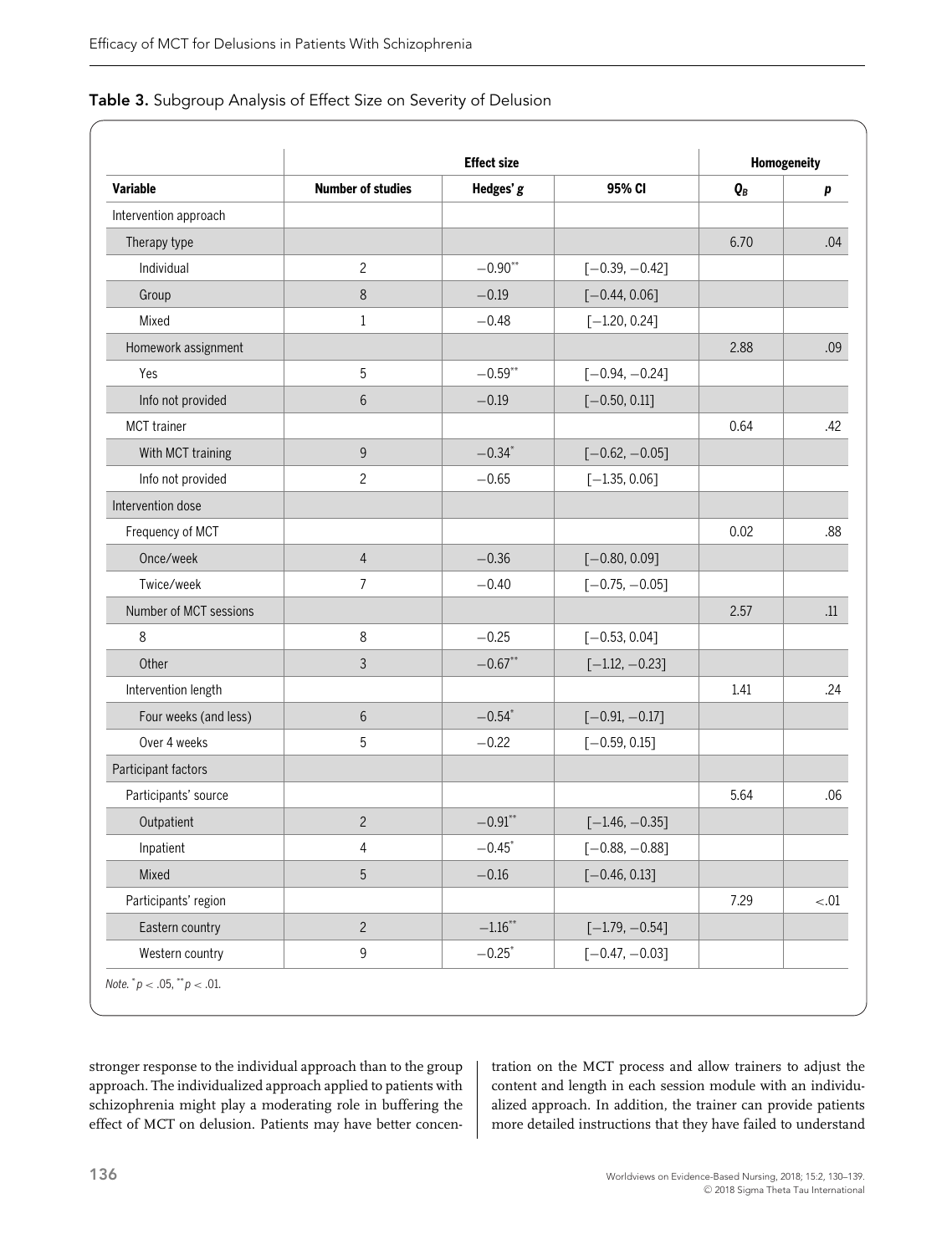**Table 3.** Subgroup Analysis of Effect Size on Severity of Delusion

| | Effect size | | | Homogeneity | |
|---|---|---|---|---|---|
| **Variable** | **Number of studies** | **Hedges' *g*** | **95% CI** | $Q_B$ | ***p*** |
| Intervention approach | | | | | |
| Therapy type | | | | 6.70 | .04 |
| Individual | 2 | −0.90** | [−0.39, −0.42] | | |
| Group | 8 | −0.19 | [−0.44, 0.06] | | |
| Mixed | 1 | −0.48 | [−1.20, 0.24] | | |
| Homework assignment | | | | 2.88 | .09 |
| Yes | 5 | −0.59** | [−0.94, −0.24] | | |
| Info not provided | 6 | −0.19 | [−0.50, 0.11] | | |
| MCT trainer | | | | 0.64 | .42 |
| With MCT training | 9 | −0.34* | [−0.62, −0.05] | | |
| Info not provided | 2 | −0.65 | [−1.35, 0.06] | | |
| Intervention dose | | | | | |
| Frequency of MCT | | | | 0.02 | .88 |
| Once/week | 4 | −0.36 | [−0.80, 0.09] | | |
| Twice/week | 7 | −0.40 | [−0.75, −0.05] | | |
| Number of MCT sessions | | | | 2.57 | .11 |
| 8 | 8 | −0.25 | [−0.53, 0.04] | | |
| Other | 3 | −0.67** | [−1.12, −0.23] | | |
| Intervention length | | | | 1.41 | .24 |
| Four weeks (and less) | 6 | −0.54* | [−0.91, −0.17] | | |
| Over 4 weeks | 5 | −0.22 | [−0.59, 0.15] | | |
| Participant factors | | | | | |
| Participants' source | | | | 5.64 | .06 |
| Outpatient | 2 | −0.91** | [−1.46, −0.35] | | |
| Inpatient | 4 | −0.45* | [−0.88, −0.88] | | |
| Mixed | 5 | −0.16 | [−0.46, 0.13] | | |
| Participants' region | | | | 7.29 | <.01 |
| Eastern country | 2 | −1.16** | [−1.79, −0.54] | | |
| Western country | 9 | −0.25* | [−0.47, −0.03] | | |

*Note.* * $p < .05$, ** $p < .01$.

stronger response to the individual approach than to the group approach. The individualized approach applied to patients with schizophrenia might play a moderating role in buffering the effect of MCT on delusion. Patients may have better concentration on the MCT process and allow trainers to adjust the content and length in each session module with an individualized approach. In addition, the trainer can provide patients more detailed instructions that they have failed to understand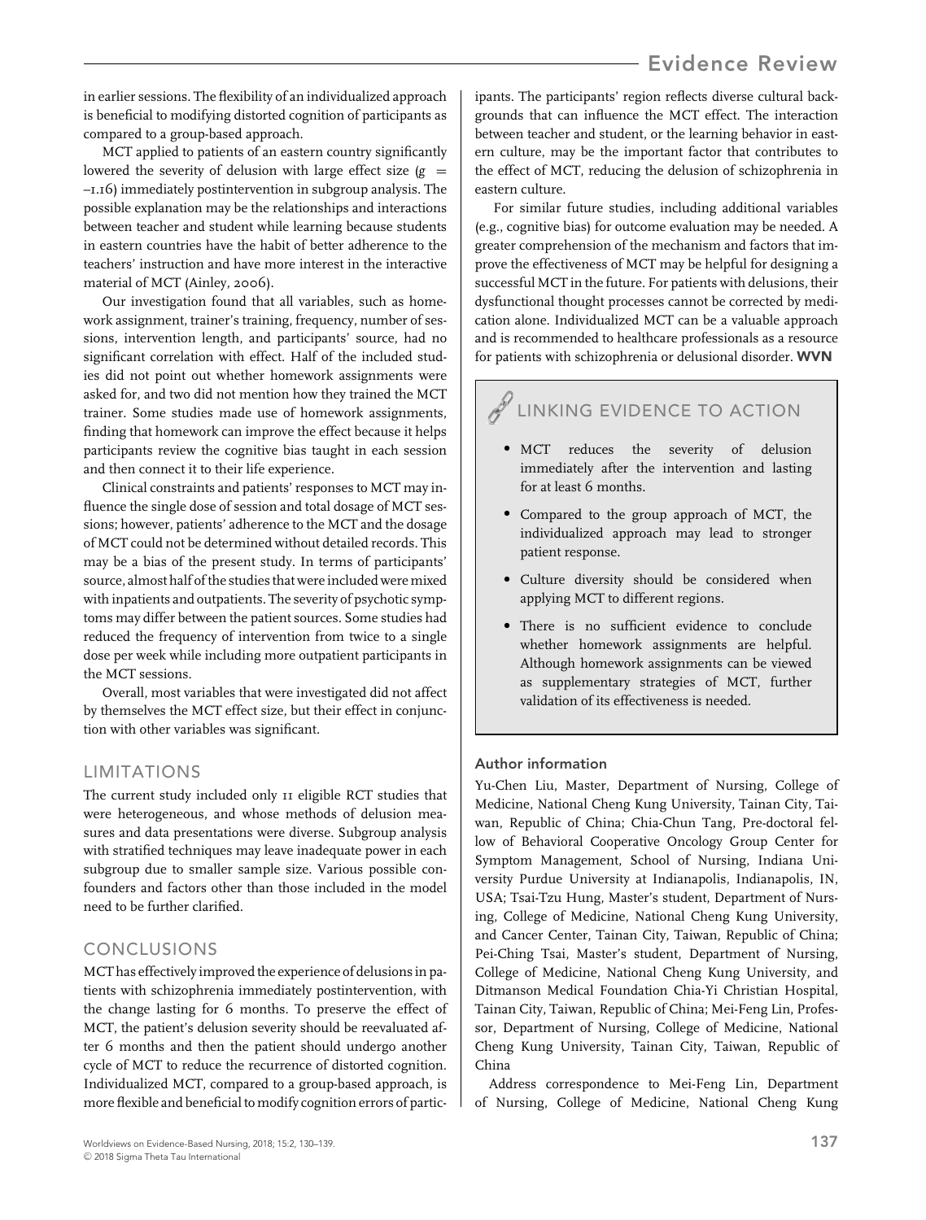in earlier sessions. The flexibility of an individualized approach is beneficial to modifying distorted cognition of participants as compared to a group-based approach.

MCT applied to patients of an eastern country significantly lowered the severity of delusion with large effect size ($g = -1.16$) immediately postintervention in subgroup analysis. The possible explanation may be the relationships and interactions between teacher and student while learning because students in eastern countries have the habit of better adherence to the teachers' instruction and have more interest in the interactive material of MCT (Ainley, 2006).

Our investigation found that all variables, such as homework assignment, trainer's training, frequency, number of sessions, intervention length, and participants' source, had no significant correlation with effect. Half of the included studies did not point out whether homework assignments were asked for, and two did not mention how they trained the MCT trainer. Some studies made use of homework assignments, finding that homework can improve the effect because it helps participants review the cognitive bias taught in each session and then connect it to their life experience.

Clinical constraints and patients' responses to MCT may influence the single dose of session and total dosage of MCT sessions; however, patients' adherence to the MCT and the dosage of MCT could not be determined without detailed records. This may be a bias of the present study. In terms of participants' source, almost half of the studies that were included were mixed with inpatients and outpatients. The severity of psychotic symptoms may differ between the patient sources. Some studies had reduced the frequency of intervention from twice to a single dose per week while including more outpatient participants in the MCT sessions.

Overall, most variables that were investigated did not affect by themselves the MCT effect size, but their effect in conjunction with other variables was significant.

## LIMITATIONS

The current study included only 11 eligible RCT studies that were heterogeneous, and whose methods of delusion measures and data presentations were diverse. Subgroup analysis with stratified techniques may leave inadequate power in each subgroup due to smaller sample size. Various possible confounders and factors other than those included in the model need to be further clarified.

## CONCLUSIONS

MCT has effectively improved the experience of delusions in patients with schizophrenia immediately postintervention, with the change lasting for 6 months. To preserve the effect of MCT, the patient's delusion severity should be reevaluated after 6 months and then the patient should undergo another cycle of MCT to reduce the recurrence of distorted cognition. Individualized MCT, compared to a group-based approach, is more flexible and beneficial to modify cognition errors of participants. The participants' region reflects diverse cultural backgrounds that can influence the MCT effect. The interaction between teacher and student, or the learning behavior in eastern culture, may be the important factor that contributes to the effect of MCT, reducing the delusion of schizophrenia in eastern culture.

For similar future studies, including additional variables (e.g., cognitive bias) for outcome evaluation may be needed. A greater comprehension of the mechanism and factors that improve the effectiveness of MCT may be helpful for designing a successful MCT in the future. For patients with delusions, their dysfunctional thought processes cannot be corrected by medication alone. Individualized MCT can be a valuable approach and is recommended to healthcare professionals as a resource for patients with schizophrenia or delusional disorder. **WVN**

## LINKING EVIDENCE TO ACTION

- MCT reduces the severity of delusion immediately after the intervention and lasting for at least 6 months.
- Compared to the group approach of MCT, the individualized approach may lead to stronger patient response.
- Culture diversity should be considered when applying MCT to different regions.
- There is no sufficient evidence to conclude whether homework assignments are helpful. Although homework assignments can be viewed as supplementary strategies of MCT, further validation of its effectiveness is needed.

### Author information

Yu-Chen Liu, Master, Department of Nursing, College of Medicine, National Cheng Kung University, Tainan City, Taiwan, Republic of China; Chia-Chun Tang, Pre-doctoral fellow of Behavioral Cooperative Oncology Group Center for Symptom Management, School of Nursing, Indiana University Purdue University at Indianapolis, Indianapolis, IN, USA; Tsai-Tzu Hung, Master's student, Department of Nursing, College of Medicine, National Cheng Kung University, and Cancer Center, Tainan City, Taiwan, Republic of China; Pei-Ching Tsai, Master's student, Department of Nursing, College of Medicine, National Cheng Kung University, and Ditmanson Medical Foundation Chia-Yi Christian Hospital, Tainan City, Taiwan, Republic of China; Mei-Feng Lin, Professor, Department of Nursing, College of Medicine, National Cheng Kung University, Tainan City, Taiwan, Republic of China

Address correspondence to Mei-Feng Lin, Department of Nursing, College of Medicine, National Cheng Kung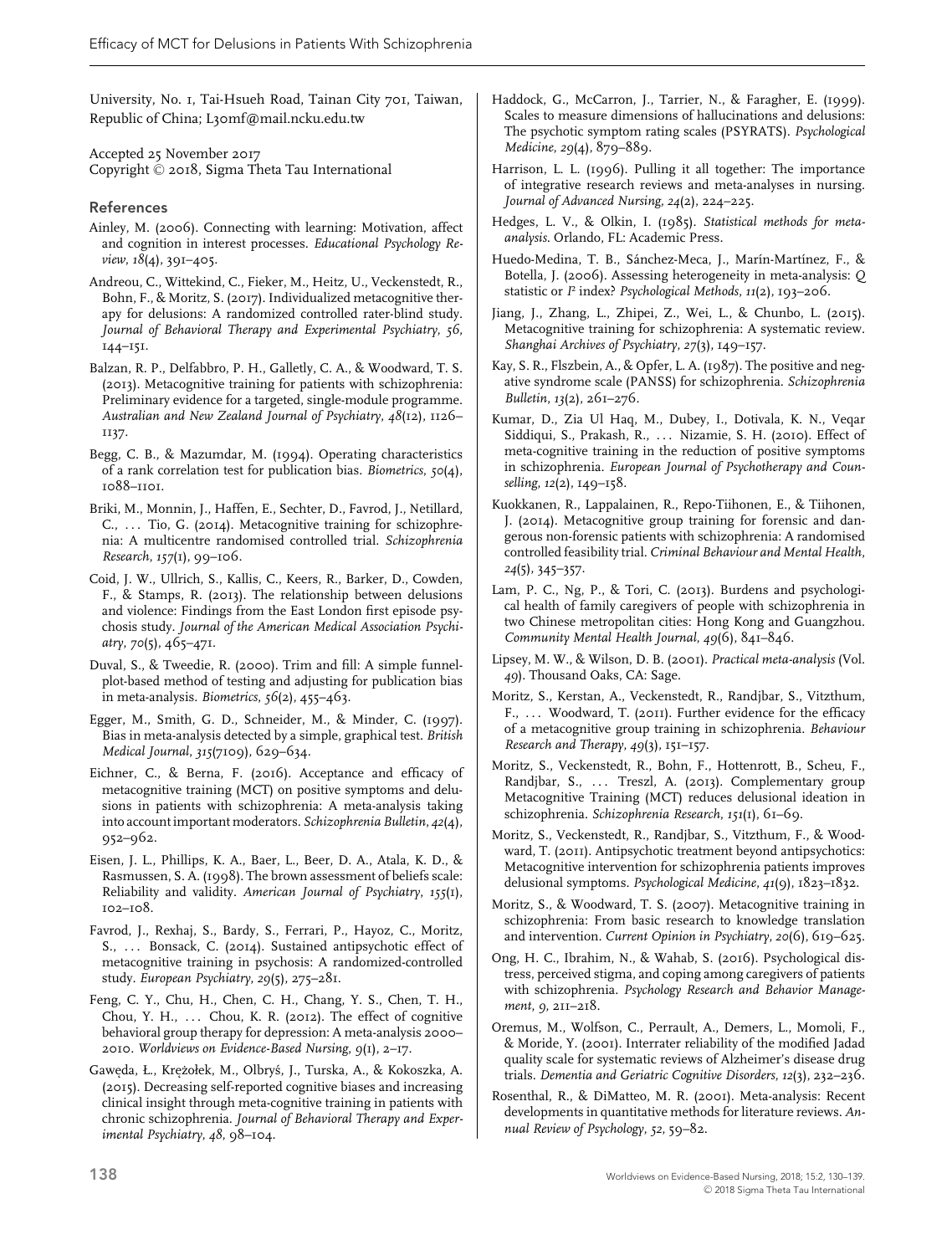University, No. 1, Tai-Hsueh Road, Tainan City 701, Taiwan, Republic of China; L30mf@mail.ncku.edu.tw

Accepted 25 November 2017
Copyright © 2018, Sigma Theta Tau International

## References

Ainley, M. (2006). Connecting with learning: Motivation, affect and cognition in interest processes. *Educational Psychology Review*, *18*(4), 391–405.

Andreou, C., Wittekind, C., Fieker, M., Heitz, U., Veckenstedt, R., Bohn, F., & Moritz, S. (2017). Individualized metacognitive therapy for delusions: A randomized controlled rater-blind study. *Journal of Behavioral Therapy and Experimental Psychiatry*, *56*, 144–151.

Balzan, R. P., Delfabbro, P. H., Galletly, C. A., & Woodward, T. S. (2013). Metacognitive training for patients with schizophrenia: Preliminary evidence for a targeted, single-module programme. *Australian and New Zealand Journal of Psychiatry*, *48*(12), 1126–1137.

Begg, C. B., & Mazumdar, M. (1994). Operating characteristics of a rank correlation test for publication bias. *Biometrics*, *50*(4), 1088–1101.

Briki, M., Monnin, J., Haffen, E., Sechter, D., Favrod, J., Netillard, C., … Tio, G. (2014). Metacognitive training for schizophrenia: A multicentre randomised controlled trial. *Schizophrenia Research*, *157*(1), 99–106.

Coid, J. W., Ullrich, S., Kallis, C., Keers, R., Barker, D., Cowden, F., & Stamps, R. (2013). The relationship between delusions and violence: Findings from the East London first episode psychosis study. *Journal of the American Medical Association Psychiatry*, *70*(5), 465–471.

Duval, S., & Tweedie, R. (2000). Trim and fill: A simple funnel-plot-based method of testing and adjusting for publication bias in meta-analysis. *Biometrics*, *56*(2), 455–463.

Egger, M., Smith, G. D., Schneider, M., & Minder, C. (1997). Bias in meta-analysis detected by a simple, graphical test. *British Medical Journal*, *315*(7109), 629–634.

Eichner, C., & Berna, F. (2016). Acceptance and efficacy of metacognitive training (MCT) on positive symptoms and delusions in patients with schizophrenia: A meta-analysis taking into account important moderators. *Schizophrenia Bulletin*, *42*(4), 952–962.

Eisen, J. L., Phillips, K. A., Baer, L., Beer, D. A., Atala, K. D., & Rasmussen, S. A. (1998). The brown assessment of beliefs scale: Reliability and validity. *American Journal of Psychiatry*, *155*(1), 102–108.

Favrod, J., Rexhaj, S., Bardy, S., Ferrari, P., Hayoz, C., Moritz, S., … Bonsack, C. (2014). Sustained antipsychotic effect of metacognitive training in psychosis: A randomized-controlled study. *European Psychiatry*, *29*(5), 275–281.

Feng, C. Y., Chu, H., Chen, C. H., Chang, Y. S., Chen, T. H., Chou, Y. H., … Chou, K. R. (2012). The effect of cognitive behavioral group therapy for depression: A meta-analysis 2000–2010. *Worldviews on Evidence-Based Nursing*, *9*(1), 2–17.

Gawęda, Ł., Krężołek, M., Olbryś, J., Turska, A., & Kokoszka, A. (2015). Decreasing self-reported cognitive biases and increasing clinical insight through meta-cognitive training in patients with chronic schizophrenia. *Journal of Behavioral Therapy and Experimental Psychiatry*, *48*, 98–104.

Haddock, G., McCarron, J., Tarrier, N., & Faragher, E. (1999). Scales to measure dimensions of hallucinations and delusions: The psychotic symptom rating scales (PSYRATS). *Psychological Medicine*, *29*(4), 879–889.

Harrison, L. L. (1996). Pulling it all together: The importance of integrative research reviews and meta-analyses in nursing. *Journal of Advanced Nursing*, *24*(2), 224–225.

Hedges, L. V., & Olkin, I. (1985). *Statistical methods for meta-analysis*. Orlando, FL: Academic Press.

Huedo-Medina, T. B., Sánchez-Meca, J., Marín-Martínez, F., & Botella, J. (2006). Assessing heterogeneity in meta-analysis: *Q* statistic or $I^2$ index? *Psychological Methods*, *11*(2), 193–206.

Jiang, J., Zhang, L., Zhipei, Z., Wei, L., & Chunbo, L. (2015). Metacognitive training for schizophrenia: A systematic review. *Shanghai Archives of Psychiatry*, *27*(3), 149–157.

Kay, S. R., Flszbein, A., & Opfer, L. A. (1987). The positive and negative syndrome scale (PANSS) for schizophrenia. *Schizophrenia Bulletin*, *13*(2), 261–276.

Kumar, D., Zia Ul Haq, M., Dubey, I., Dotivala, K. N., Veqar Siddiqui, S., Prakash, R., … Nizamie, S. H. (2010). Effect of meta-cognitive training in the reduction of positive symptoms in schizophrenia. *European Journal of Psychotherapy and Counselling*, *12*(2), 149–158.

Kuokkanen, R., Lappalainen, R., Repo-Tiihonen, E., & Tiihonen, J. (2014). Metacognitive group training for forensic and dangerous non-forensic patients with schizophrenia: A randomised controlled feasibility trial. *Criminal Behaviour and Mental Health*, *24*(5), 345–357.

Lam, P. C., Ng, P., & Tori, C. (2013). Burdens and psychological health of family caregivers of people with schizophrenia in two Chinese metropolitan cities: Hong Kong and Guangzhou. *Community Mental Health Journal*, *49*(6), 841–846.

Lipsey, M. W., & Wilson, D. B. (2001). *Practical meta-analysis* (Vol. 49). Thousand Oaks, CA: Sage.

Moritz, S., Kerstan, A., Veckenstedt, R., Randjbar, S., Vitzthum, F., … Woodward, T. (2011). Further evidence for the efficacy of a metacognitive group training in schizophrenia. *Behaviour Research and Therapy*, *49*(3), 151–157.

Moritz, S., Veckenstedt, R., Bohn, F., Hottenrott, B., Scheu, F., Randjbar, S., … Treszl, A. (2013). Complementary group Metacognitive Training (MCT) reduces delusional ideation in schizophrenia. *Schizophrenia Research*, *151*(1), 61–69.

Moritz, S., Veckenstedt, R., Randjbar, S., Vitzthum, F., & Woodward, T. (2011). Antipsychotic treatment beyond antipsychotics: Metacognitive intervention for schizophrenia patients improves delusional symptoms. *Psychological Medicine*, *41*(9), 1823–1832.

Moritz, S., & Woodward, T. S. (2007). Metacognitive training in schizophrenia: From basic research to knowledge translation and intervention. *Current Opinion in Psychiatry*, *20*(6), 619–625.

Ong, H. C., Ibrahim, N., & Wahab, S. (2016). Psychological distress, perceived stigma, and coping among caregivers of patients with schizophrenia. *Psychology Research and Behavior Management*, *9*, 211–218.

Oremus, M., Wolfson, C., Perrault, A., Demers, L., Momoli, F., & Moride, Y. (2001). Interrater reliability of the modified Jadad quality scale for systematic reviews of Alzheimer's disease drug trials. *Dementia and Geriatric Cognitive Disorders*, *12*(3), 232–236.

Rosenthal, R., & DiMatteo, M. R. (2001). Meta-analysis: Recent developments in quantitative methods for literature reviews. *Annual Review of Psychology*, *52*, 59–82.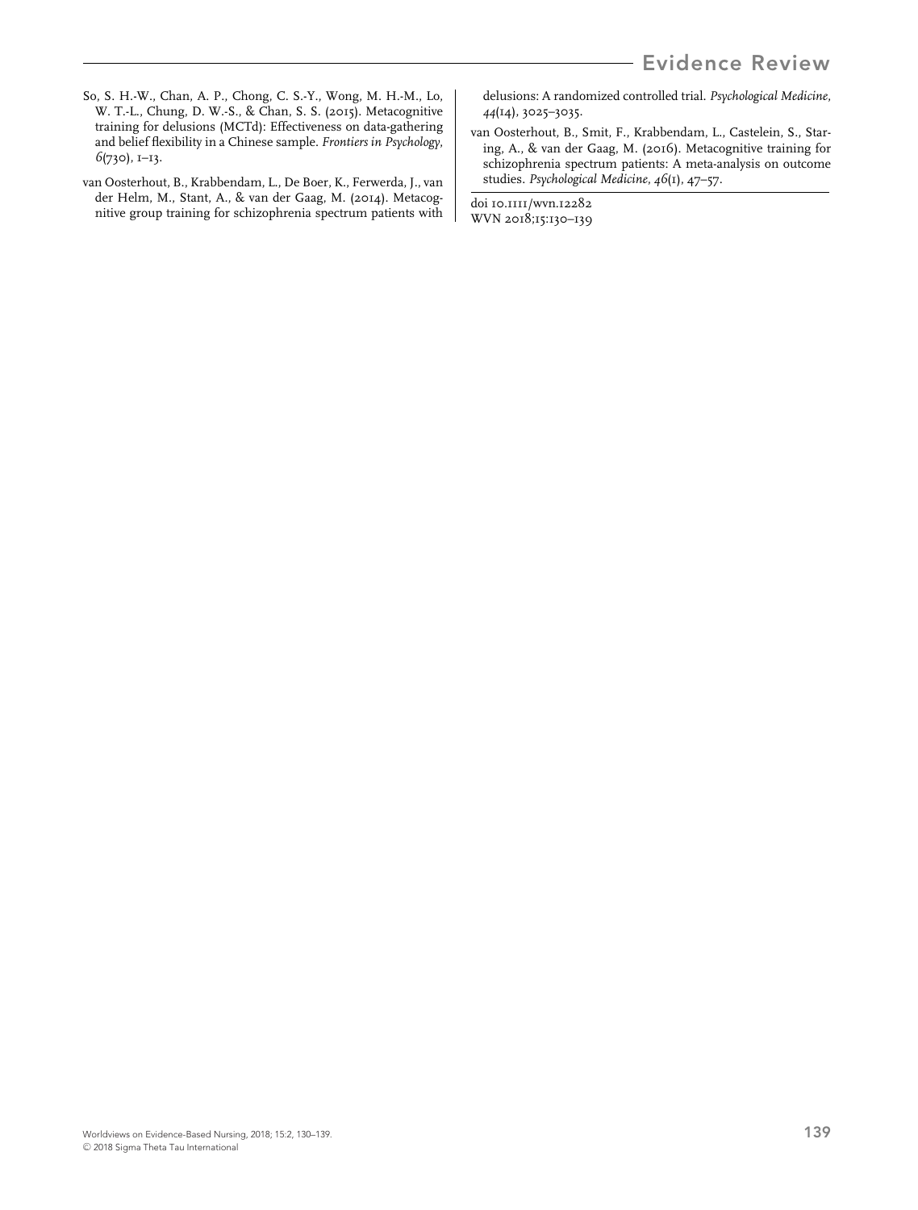So, S. H.-W., Chan, A. P., Chong, C. S.-Y., Wong, M. H.-M., Lo, W. T.-L., Chung, D. W.-S., & Chan, S. S. (2015). Metacognitive training for delusions (MCTd): Effectiveness on data-gathering and belief flexibility in a Chinese sample. *Frontiers in Psychology*, *6*(730), 1–13.

van Oosterhout, B., Krabbendam, L., De Boer, K., Ferwerda, J., van der Helm, M., Stant, A., & van der Gaag, M. (2014). Metacognitive group training for schizophrenia spectrum patients with delusions: A randomized controlled trial. *Psychological Medicine*, *44*(14), 3025–3035.

van Oosterhout, B., Smit, F., Krabbendam, L., Castelein, S., Staring, A., & van der Gaag, M. (2016). Metacognitive training for schizophrenia spectrum patients: A meta-analysis on outcome studies. *Psychological Medicine*, *46*(1), 47–57.

doi 10.1111/wvn.12282
WVN 2018;15:130–139